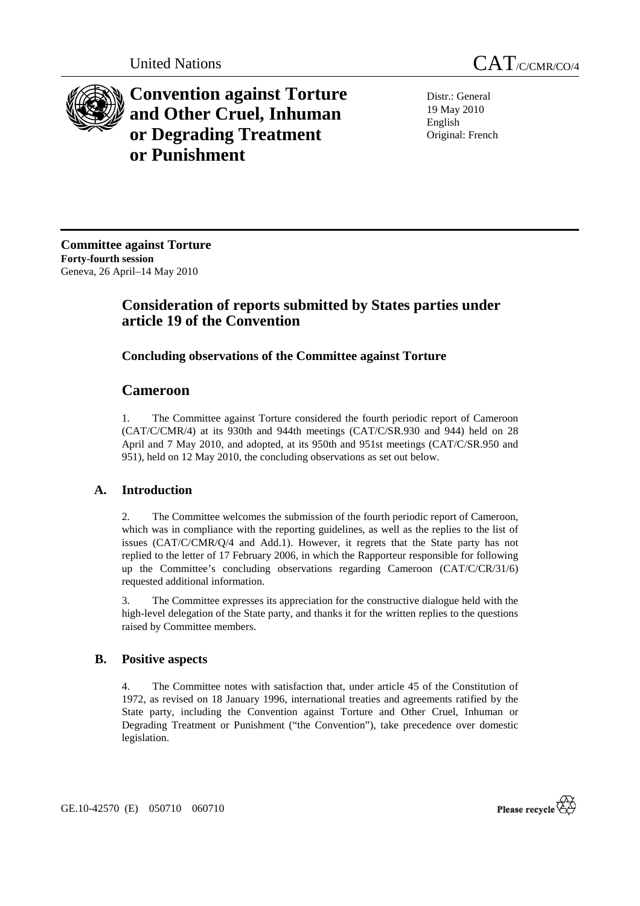United Nations

CAT/C/CMR/CO/4

# Convention against Torture and Other Cruel, Inhuman or Degrading Treatment or Punishment

Distr.: General
19 May 2010
English
Original: French

**Committee against Torture**
**Forty-fourth session**
Geneva, 26 April–14 May 2010

## Consideration of reports submitted by States parties under article 19 of the Convention

### Concluding observations of the Committee against Torture

## Cameroon

1. The Committee against Torture considered the fourth periodic report of Cameroon (CAT/C/CMR/4) at its 930th and 944th meetings (CAT/C/SR.930 and 944) held on 28 April and 7 May 2010, and adopted, at its 950th and 951st meetings (CAT/C/SR.950 and 951), held on 12 May 2010, the concluding observations as set out below.

## A. Introduction

2. The Committee welcomes the submission of the fourth periodic report of Cameroon, which was in compliance with the reporting guidelines, as well as the replies to the list of issues (CAT/C/CMR/Q/4 and Add.1). However, it regrets that the State party has not replied to the letter of 17 February 2006, in which the Rapporteur responsible for following up the Committee's concluding observations regarding Cameroon (CAT/C/CR/31/6) requested additional information.

3. The Committee expresses its appreciation for the constructive dialogue held with the high-level delegation of the State party, and thanks it for the written replies to the questions raised by Committee members.

## B. Positive aspects

4. The Committee notes with satisfaction that, under article 45 of the Constitution of 1972, as revised on 18 January 1996, international treaties and agreements ratified by the State party, including the Convention against Torture and Other Cruel, Inhuman or Degrading Treatment or Punishment ("the Convention"), take precedence over domestic legislation.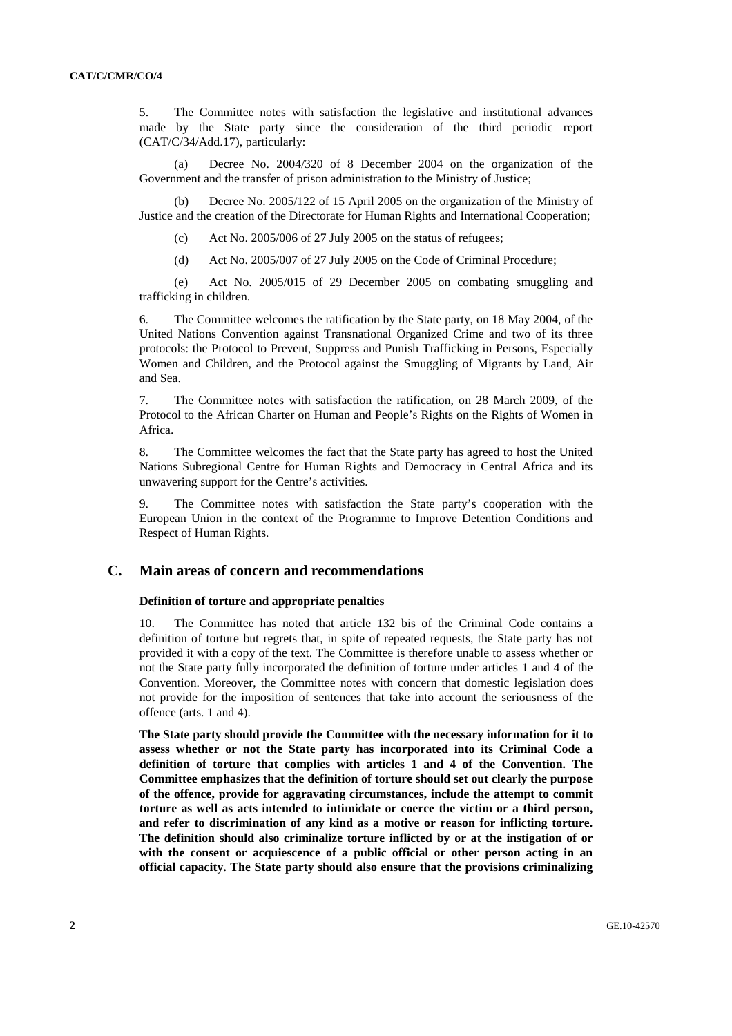5. The Committee notes with satisfaction the legislative and institutional advances made by the State party since the consideration of the third periodic report (CAT/C/34/Add.17), particularly:

(a) Decree No. 2004/320 of 8 December 2004 on the organization of the Government and the transfer of prison administration to the Ministry of Justice;

(b) Decree No. 2005/122 of 15 April 2005 on the organization of the Ministry of Justice and the creation of the Directorate for Human Rights and International Cooperation;

(c) Act No. 2005/006 of 27 July 2005 on the status of refugees;

(d) Act No. 2005/007 of 27 July 2005 on the Code of Criminal Procedure;

(e) Act No. 2005/015 of 29 December 2005 on combating smuggling and trafficking in children.

6. The Committee welcomes the ratification by the State party, on 18 May 2004, of the United Nations Convention against Transnational Organized Crime and two of its three protocols: the Protocol to Prevent, Suppress and Punish Trafficking in Persons, Especially Women and Children, and the Protocol against the Smuggling of Migrants by Land, Air and Sea.

7. The Committee notes with satisfaction the ratification, on 28 March 2009, of the Protocol to the African Charter on Human and People's Rights on the Rights of Women in Africa.

8. The Committee welcomes the fact that the State party has agreed to host the United Nations Subregional Centre for Human Rights and Democracy in Central Africa and its unwavering support for the Centre's activities.

9. The Committee notes with satisfaction the State party's cooperation with the European Union in the context of the Programme to Improve Detention Conditions and Respect of Human Rights.

## C. Main areas of concern and recommendations

### Definition of torture and appropriate penalties

10. The Committee has noted that article 132 bis of the Criminal Code contains a definition of torture but regrets that, in spite of repeated requests, the State party has not provided it with a copy of the text. The Committee is therefore unable to assess whether or not the State party fully incorporated the definition of torture under articles 1 and 4 of the Convention. Moreover, the Committee notes with concern that domestic legislation does not provide for the imposition of sentences that take into account the seriousness of the offence (arts. 1 and 4).

**The State party should provide the Committee with the necessary information for it to assess whether or not the State party has incorporated into its Criminal Code a definition of torture that complies with articles 1 and 4 of the Convention. The Committee emphasizes that the definition of torture should set out clearly the purpose of the offence, provide for aggravating circumstances, include the attempt to commit torture as well as acts intended to intimidate or coerce the victim or a third person, and refer to discrimination of any kind as a motive or reason for inflicting torture. The definition should also criminalize torture inflicted by or at the instigation of or with the consent or acquiescence of a public official or other person acting in an official capacity. The State party should also ensure that the provisions criminalizing**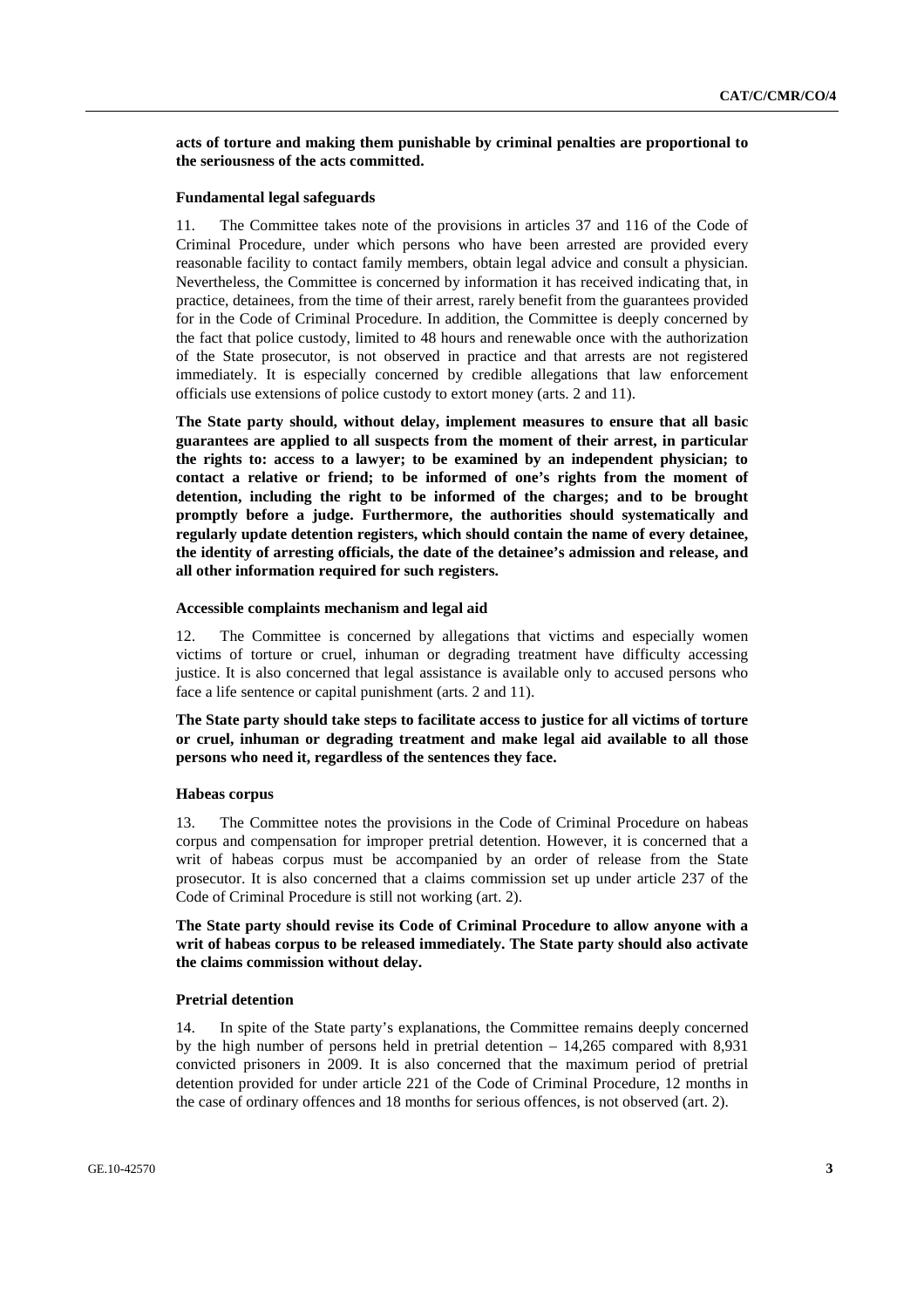**acts of torture and making them punishable by criminal penalties are proportional to the seriousness of the acts committed.**

### Fundamental legal safeguards

11. The Committee takes note of the provisions in articles 37 and 116 of the Code of Criminal Procedure, under which persons who have been arrested are provided every reasonable facility to contact family members, obtain legal advice and consult a physician. Nevertheless, the Committee is concerned by information it has received indicating that, in practice, detainees, from the time of their arrest, rarely benefit from the guarantees provided for in the Code of Criminal Procedure. In addition, the Committee is deeply concerned by the fact that police custody, limited to 48 hours and renewable once with the authorization of the State prosecutor, is not observed in practice and that arrests are not registered immediately. It is especially concerned by credible allegations that law enforcement officials use extensions of police custody to extort money (arts. 2 and 11).

**The State party should, without delay, implement measures to ensure that all basic guarantees are applied to all suspects from the moment of their arrest, in particular the rights to: access to a lawyer; to be examined by an independent physician; to contact a relative or friend; to be informed of one's rights from the moment of detention, including the right to be informed of the charges; and to be brought promptly before a judge. Furthermore, the authorities should systematically and regularly update detention registers, which should contain the name of every detainee, the identity of arresting officials, the date of the detainee's admission and release, and all other information required for such registers.**

### Accessible complaints mechanism and legal aid

12. The Committee is concerned by allegations that victims and especially women victims of torture or cruel, inhuman or degrading treatment have difficulty accessing justice. It is also concerned that legal assistance is available only to accused persons who face a life sentence or capital punishment (arts. 2 and 11).

**The State party should take steps to facilitate access to justice for all victims of torture or cruel, inhuman or degrading treatment and make legal aid available to all those persons who need it, regardless of the sentences they face.**

### Habeas corpus

13. The Committee notes the provisions in the Code of Criminal Procedure on habeas corpus and compensation for improper pretrial detention. However, it is concerned that a writ of habeas corpus must be accompanied by an order of release from the State prosecutor. It is also concerned that a claims commission set up under article 237 of the Code of Criminal Procedure is still not working (art. 2).

**The State party should revise its Code of Criminal Procedure to allow anyone with a writ of habeas corpus to be released immediately. The State party should also activate the claims commission without delay.**

### Pretrial detention

14. In spite of the State party's explanations, the Committee remains deeply concerned by the high number of persons held in pretrial detention – 14,265 compared with 8,931 convicted prisoners in 2009. It is also concerned that the maximum period of pretrial detention provided for under article 221 of the Code of Criminal Procedure, 12 months in the case of ordinary offences and 18 months for serious offences, is not observed (art. 2).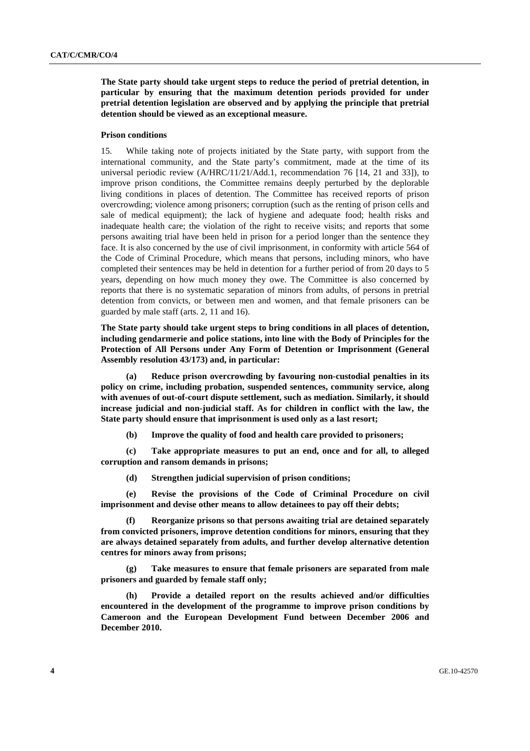**The State party should take urgent steps to reduce the period of pretrial detention, in particular by ensuring that the maximum detention periods provided for under pretrial detention legislation are observed and by applying the principle that pretrial detention should be viewed as an exceptional measure.**

### Prison conditions

15. While taking note of projects initiated by the State party, with support from the international community, and the State party's commitment, made at the time of its universal periodic review (A/HRC/11/21/Add.1, recommendation 76 [14, 21 and 33]), to improve prison conditions, the Committee remains deeply perturbed by the deplorable living conditions in places of detention. The Committee has received reports of prison overcrowding; violence among prisoners; corruption (such as the renting of prison cells and sale of medical equipment); the lack of hygiene and adequate food; health risks and inadequate health care; the violation of the right to receive visits; and reports that some persons awaiting trial have been held in prison for a period longer than the sentence they face. It is also concerned by the use of civil imprisonment, in conformity with article 564 of the Code of Criminal Procedure, which means that persons, including minors, who have completed their sentences may be held in detention for a further period of from 20 days to 5 years, depending on how much money they owe. The Committee is also concerned by reports that there is no systematic separation of minors from adults, of persons in pretrial detention from convicts, or between men and women, and that female prisoners can be guarded by male staff (arts. 2, 11 and 16).

**The State party should take urgent steps to bring conditions in all places of detention, including gendarmerie and police stations, into line with the Body of Principles for the Protection of All Persons under Any Form of Detention or Imprisonment (General Assembly resolution 43/173) and, in particular:**

**(a) Reduce prison overcrowding by favouring non-custodial penalties in its policy on crime, including probation, suspended sentences, community service, along with avenues of out-of-court dispute settlement, such as mediation. Similarly, it should increase judicial and non-judicial staff. As for children in conflict with the law, the State party should ensure that imprisonment is used only as a last resort;**

**(b) Improve the quality of food and health care provided to prisoners;**

**(c) Take appropriate measures to put an end, once and for all, to alleged corruption and ransom demands in prisons;**

**(d) Strengthen judicial supervision of prison conditions;**

**(e) Revise the provisions of the Code of Criminal Procedure on civil imprisonment and devise other means to allow detainees to pay off their debts;**

**(f) Reorganize prisons so that persons awaiting trial are detained separately from convicted prisoners, improve detention conditions for minors, ensuring that they are always detained separately from adults, and further develop alternative detention centres for minors away from prisons;**

**(g) Take measures to ensure that female prisoners are separated from male prisoners and guarded by female staff only;**

**(h) Provide a detailed report on the results achieved and/or difficulties encountered in the development of the programme to improve prison conditions by Cameroon and the European Development Fund between December 2006 and December 2010.**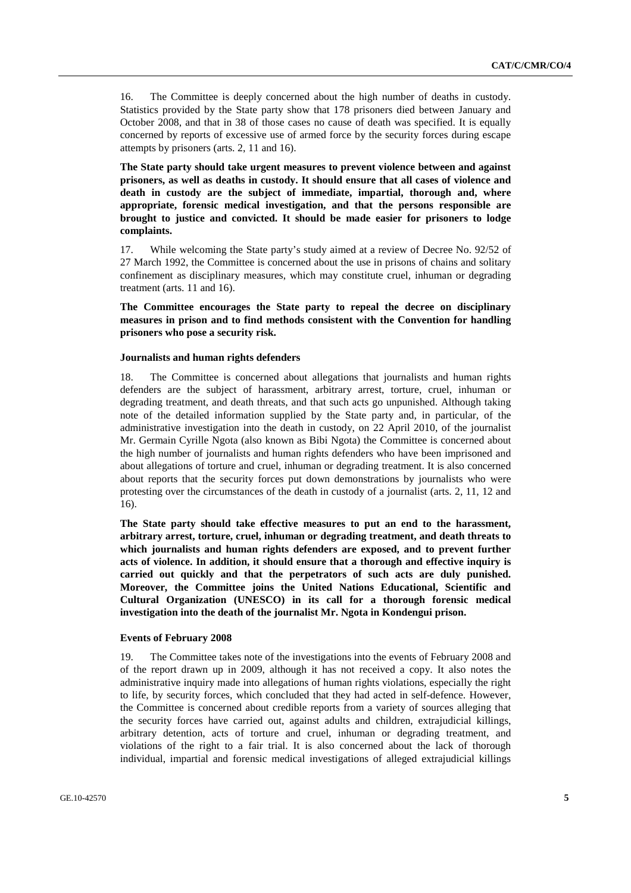16. The Committee is deeply concerned about the high number of deaths in custody. Statistics provided by the State party show that 178 prisoners died between January and October 2008, and that in 38 of those cases no cause of death was specified. It is equally concerned by reports of excessive use of armed force by the security forces during escape attempts by prisoners (arts. 2, 11 and 16).

**The State party should take urgent measures to prevent violence between and against prisoners, as well as deaths in custody. It should ensure that all cases of violence and death in custody are the subject of immediate, impartial, thorough and, where appropriate, forensic medical investigation, and that the persons responsible are brought to justice and convicted. It should be made easier for prisoners to lodge complaints.**

17. While welcoming the State party's study aimed at a review of Decree No. 92/52 of 27 March 1992, the Committee is concerned about the use in prisons of chains and solitary confinement as disciplinary measures, which may constitute cruel, inhuman or degrading treatment (arts. 11 and 16).

**The Committee encourages the State party to repeal the decree on disciplinary measures in prison and to find methods consistent with the Convention for handling prisoners who pose a security risk.**

### Journalists and human rights defenders

18. The Committee is concerned about allegations that journalists and human rights defenders are the subject of harassment, arbitrary arrest, torture, cruel, inhuman or degrading treatment, and death threats, and that such acts go unpunished. Although taking note of the detailed information supplied by the State party and, in particular, of the administrative investigation into the death in custody, on 22 April 2010, of the journalist Mr. Germain Cyrille Ngota (also known as Bibi Ngota) the Committee is concerned about the high number of journalists and human rights defenders who have been imprisoned and about allegations of torture and cruel, inhuman or degrading treatment. It is also concerned about reports that the security forces put down demonstrations by journalists who were protesting over the circumstances of the death in custody of a journalist (arts. 2, 11, 12 and 16).

**The State party should take effective measures to put an end to the harassment, arbitrary arrest, torture, cruel, inhuman or degrading treatment, and death threats to which journalists and human rights defenders are exposed, and to prevent further acts of violence. In addition, it should ensure that a thorough and effective inquiry is carried out quickly and that the perpetrators of such acts are duly punished. Moreover, the Committee joins the United Nations Educational, Scientific and Cultural Organization (UNESCO) in its call for a thorough forensic medical investigation into the death of the journalist Mr. Ngota in Kondengui prison.**

### Events of February 2008

19. The Committee takes note of the investigations into the events of February 2008 and of the report drawn up in 2009, although it has not received a copy. It also notes the administrative inquiry made into allegations of human rights violations, especially the right to life, by security forces, which concluded that they had acted in self-defence. However, the Committee is concerned about credible reports from a variety of sources alleging that the security forces have carried out, against adults and children, extrajudicial killings, arbitrary detention, acts of torture and cruel, inhuman or degrading treatment, and violations of the right to a fair trial. It is also concerned about the lack of thorough individual, impartial and forensic medical investigations of alleged extrajudicial killings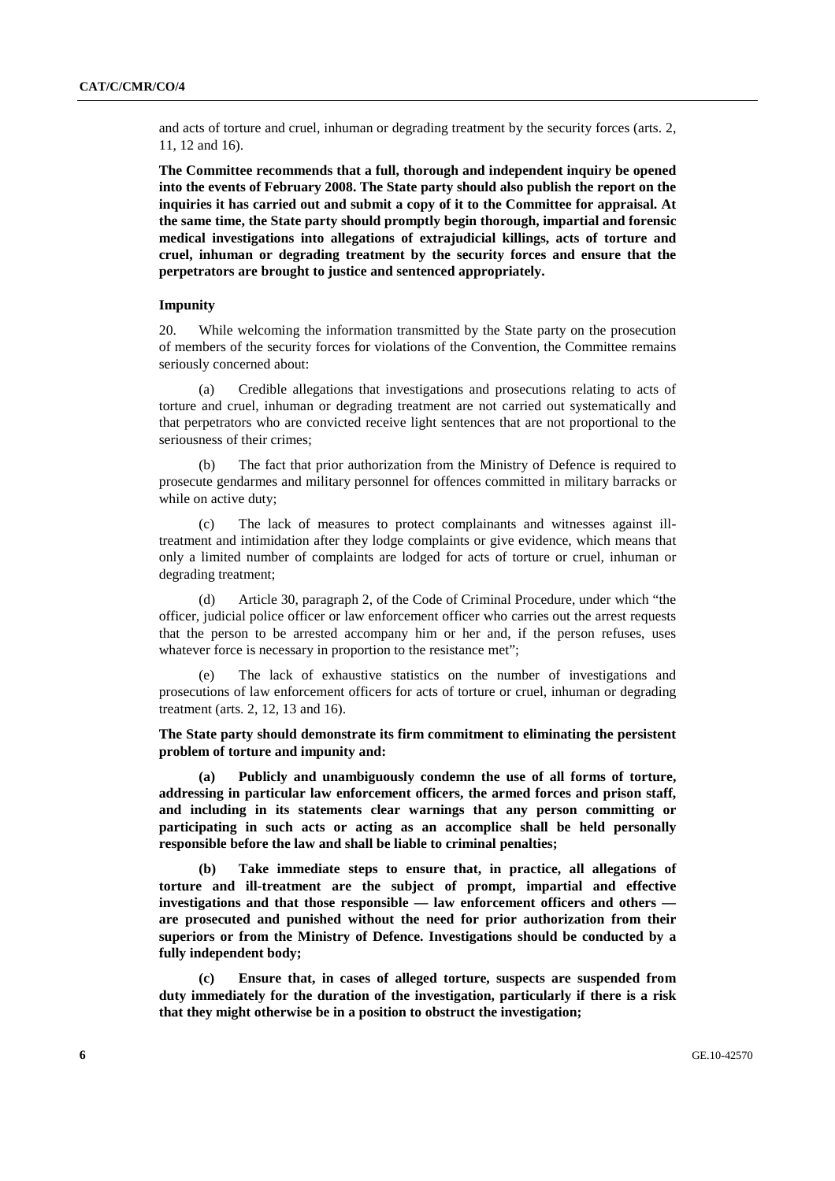and acts of torture and cruel, inhuman or degrading treatment by the security forces (arts. 2, 11, 12 and 16).

**The Committee recommends that a full, thorough and independent inquiry be opened into the events of February 2008. The State party should also publish the report on the inquiries it has carried out and submit a copy of it to the Committee for appraisal. At the same time, the State party should promptly begin thorough, impartial and forensic medical investigations into allegations of extrajudicial killings, acts of torture and cruel, inhuman or degrading treatment by the security forces and ensure that the perpetrators are brought to justice and sentenced appropriately.**

### Impunity

20. While welcoming the information transmitted by the State party on the prosecution of members of the security forces for violations of the Convention, the Committee remains seriously concerned about:

(a) Credible allegations that investigations and prosecutions relating to acts of torture and cruel, inhuman or degrading treatment are not carried out systematically and that perpetrators who are convicted receive light sentences that are not proportional to the seriousness of their crimes;

(b) The fact that prior authorization from the Ministry of Defence is required to prosecute gendarmes and military personnel for offences committed in military barracks or while on active duty;

(c) The lack of measures to protect complainants and witnesses against ill-treatment and intimidation after they lodge complaints or give evidence, which means that only a limited number of complaints are lodged for acts of torture or cruel, inhuman or degrading treatment;

(d) Article 30, paragraph 2, of the Code of Criminal Procedure, under which "the officer, judicial police officer or law enforcement officer who carries out the arrest requests that the person to be arrested accompany him or her and, if the person refuses, uses whatever force is necessary in proportion to the resistance met";

(e) The lack of exhaustive statistics on the number of investigations and prosecutions of law enforcement officers for acts of torture or cruel, inhuman or degrading treatment (arts. 2, 12, 13 and 16).

**The State party should demonstrate its firm commitment to eliminating the persistent problem of torture and impunity and:**

**(a) Publicly and unambiguously condemn the use of all forms of torture, addressing in particular law enforcement officers, the armed forces and prison staff, and including in its statements clear warnings that any person committing or participating in such acts or acting as an accomplice shall be held personally responsible before the law and shall be liable to criminal penalties;**

**(b) Take immediate steps to ensure that, in practice, all allegations of torture and ill-treatment are the subject of prompt, impartial and effective investigations and that those responsible — law enforcement officers and others — are prosecuted and punished without the need for prior authorization from their superiors or from the Ministry of Defence. Investigations should be conducted by a fully independent body;**

**(c) Ensure that, in cases of alleged torture, suspects are suspended from duty immediately for the duration of the investigation, particularly if there is a risk that they might otherwise be in a position to obstruct the investigation;**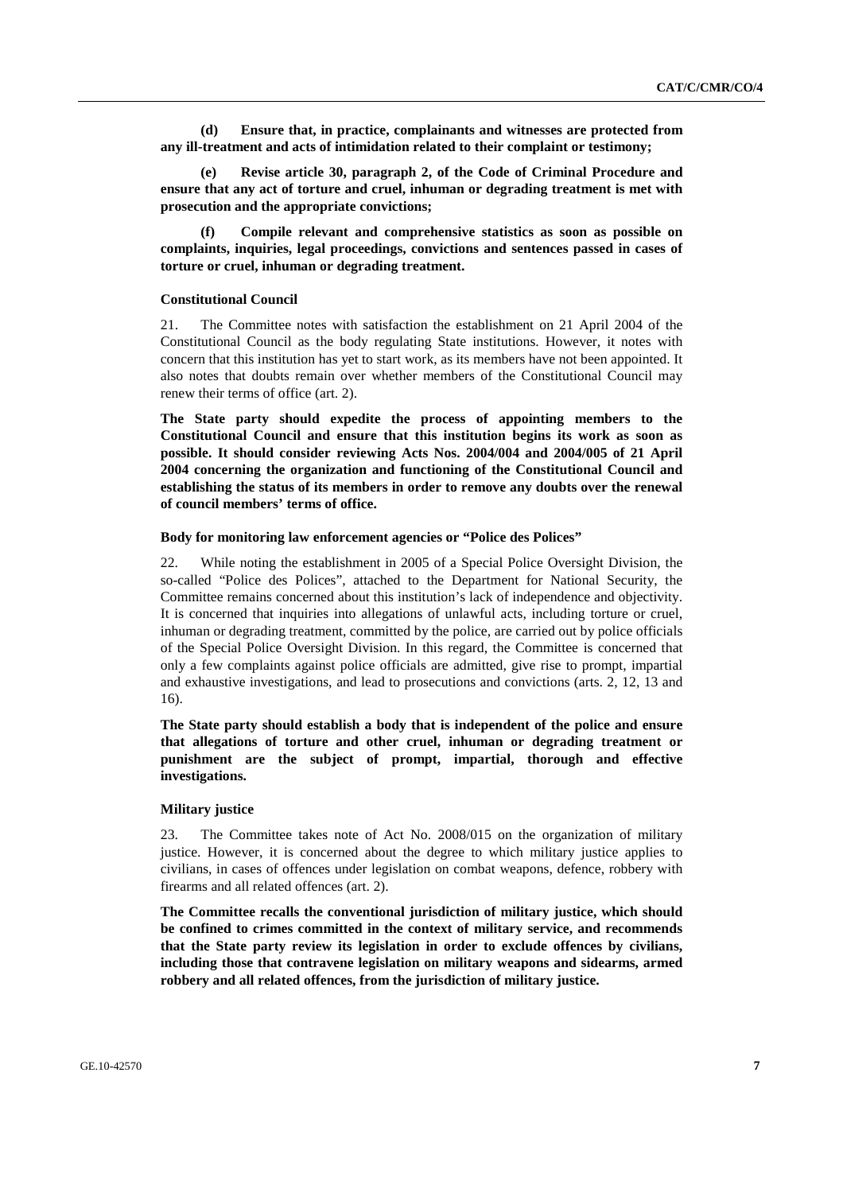**(d) Ensure that, in practice, complainants and witnesses are protected from any ill-treatment and acts of intimidation related to their complaint or testimony;**

**(e) Revise article 30, paragraph 2, of the Code of Criminal Procedure and ensure that any act of torture and cruel, inhuman or degrading treatment is met with prosecution and the appropriate convictions;**

**(f) Compile relevant and comprehensive statistics as soon as possible on complaints, inquiries, legal proceedings, convictions and sentences passed in cases of torture or cruel, inhuman or degrading treatment.**

#### Constitutional Council

21. The Committee notes with satisfaction the establishment on 21 April 2004 of the Constitutional Council as the body regulating State institutions. However, it notes with concern that this institution has yet to start work, as its members have not been appointed. It also notes that doubts remain over whether members of the Constitutional Council may renew their terms of office (art. 2).

**The State party should expedite the process of appointing members to the Constitutional Council and ensure that this institution begins its work as soon as possible. It should consider reviewing Acts Nos. 2004/004 and 2004/005 of 21 April 2004 concerning the organization and functioning of the Constitutional Council and establishing the status of its members in order to remove any doubts over the renewal of council members' terms of office.**

#### Body for monitoring law enforcement agencies or "Police des Polices"

22. While noting the establishment in 2005 of a Special Police Oversight Division, the so-called "Police des Polices", attached to the Department for National Security, the Committee remains concerned about this institution's lack of independence and objectivity. It is concerned that inquiries into allegations of unlawful acts, including torture or cruel, inhuman or degrading treatment, committed by the police, are carried out by police officials of the Special Police Oversight Division. In this regard, the Committee is concerned that only a few complaints against police officials are admitted, give rise to prompt, impartial and exhaustive investigations, and lead to prosecutions and convictions (arts. 2, 12, 13 and 16).

**The State party should establish a body that is independent of the police and ensure that allegations of torture and other cruel, inhuman or degrading treatment or punishment are the subject of prompt, impartial, thorough and effective investigations.**

#### Military justice

23. The Committee takes note of Act No. 2008/015 on the organization of military justice. However, it is concerned about the degree to which military justice applies to civilians, in cases of offences under legislation on combat weapons, defence, robbery with firearms and all related offences (art. 2).

**The Committee recalls the conventional jurisdiction of military justice, which should be confined to crimes committed in the context of military service, and recommends that the State party review its legislation in order to exclude offences by civilians, including those that contravene legislation on military weapons and sidearms, armed robbery and all related offences, from the jurisdiction of military justice.**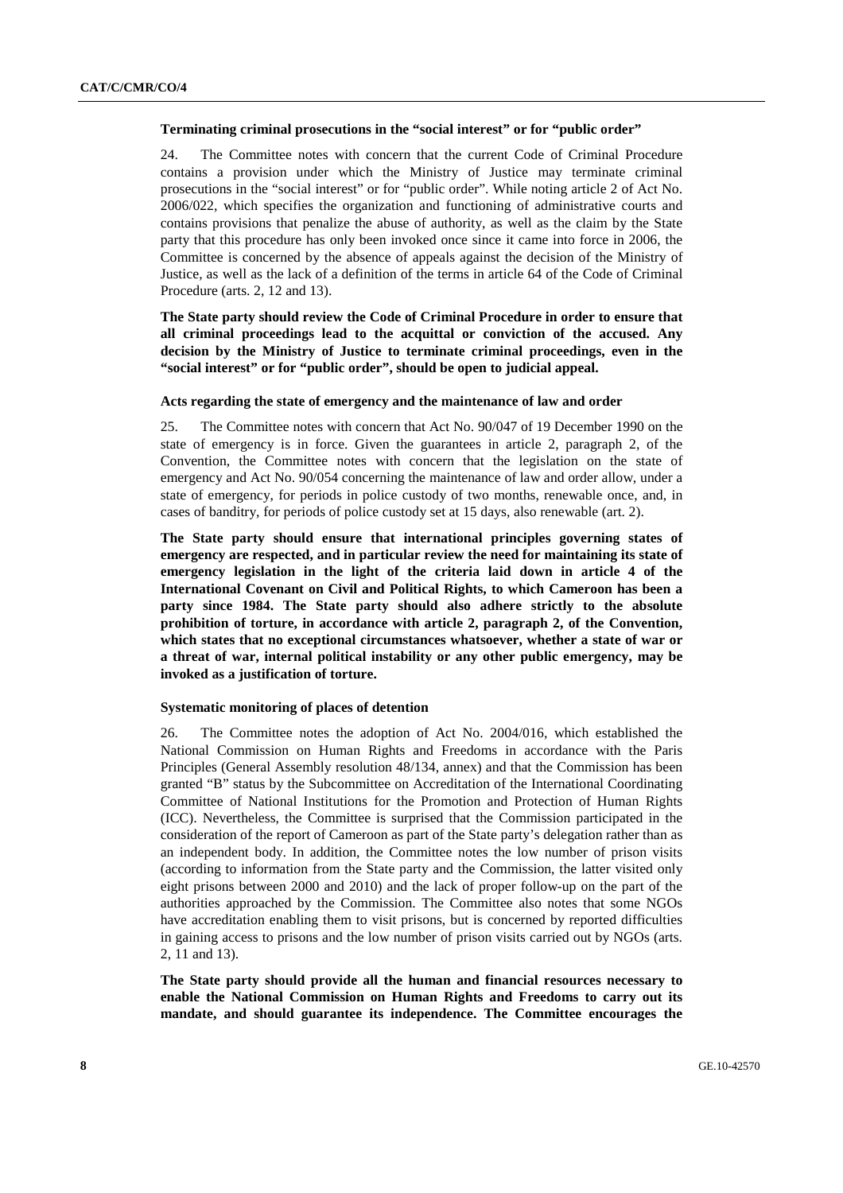### Terminating criminal prosecutions in the "social interest" or for "public order"

24. The Committee notes with concern that the current Code of Criminal Procedure contains a provision under which the Ministry of Justice may terminate criminal prosecutions in the "social interest" or for "public order". While noting article 2 of Act No. 2006/022, which specifies the organization and functioning of administrative courts and contains provisions that penalize the abuse of authority, as well as the claim by the State party that this procedure has only been invoked once since it came into force in 2006, the Committee is concerned by the absence of appeals against the decision of the Ministry of Justice, as well as the lack of a definition of the terms in article 64 of the Code of Criminal Procedure (arts. 2, 12 and 13).

**The State party should review the Code of Criminal Procedure in order to ensure that all criminal proceedings lead to the acquittal or conviction of the accused. Any decision by the Ministry of Justice to terminate criminal proceedings, even in the "social interest" or for "public order", should be open to judicial appeal.**

### Acts regarding the state of emergency and the maintenance of law and order

25. The Committee notes with concern that Act No. 90/047 of 19 December 1990 on the state of emergency is in force. Given the guarantees in article 2, paragraph 2, of the Convention, the Committee notes with concern that the legislation on the state of emergency and Act No. 90/054 concerning the maintenance of law and order allow, under a state of emergency, for periods in police custody of two months, renewable once, and, in cases of banditry, for periods of police custody set at 15 days, also renewable (art. 2).

**The State party should ensure that international principles governing states of emergency are respected, and in particular review the need for maintaining its state of emergency legislation in the light of the criteria laid down in article 4 of the International Covenant on Civil and Political Rights, to which Cameroon has been a party since 1984. The State party should also adhere strictly to the absolute prohibition of torture, in accordance with article 2, paragraph 2, of the Convention, which states that no exceptional circumstances whatsoever, whether a state of war or a threat of war, internal political instability or any other public emergency, may be invoked as a justification of torture.**

### Systematic monitoring of places of detention

26. The Committee notes the adoption of Act No. 2004/016, which established the National Commission on Human Rights and Freedoms in accordance with the Paris Principles (General Assembly resolution 48/134, annex) and that the Commission has been granted "B" status by the Subcommittee on Accreditation of the International Coordinating Committee of National Institutions for the Promotion and Protection of Human Rights (ICC). Nevertheless, the Committee is surprised that the Commission participated in the consideration of the report of Cameroon as part of the State party's delegation rather than as an independent body. In addition, the Committee notes the low number of prison visits (according to information from the State party and the Commission, the latter visited only eight prisons between 2000 and 2010) and the lack of proper follow-up on the part of the authorities approached by the Commission. The Committee also notes that some NGOs have accreditation enabling them to visit prisons, but is concerned by reported difficulties in gaining access to prisons and the low number of prison visits carried out by NGOs (arts. 2, 11 and 13).

**The State party should provide all the human and financial resources necessary to enable the National Commission on Human Rights and Freedoms to carry out its mandate, and should guarantee its independence. The Committee encourages the**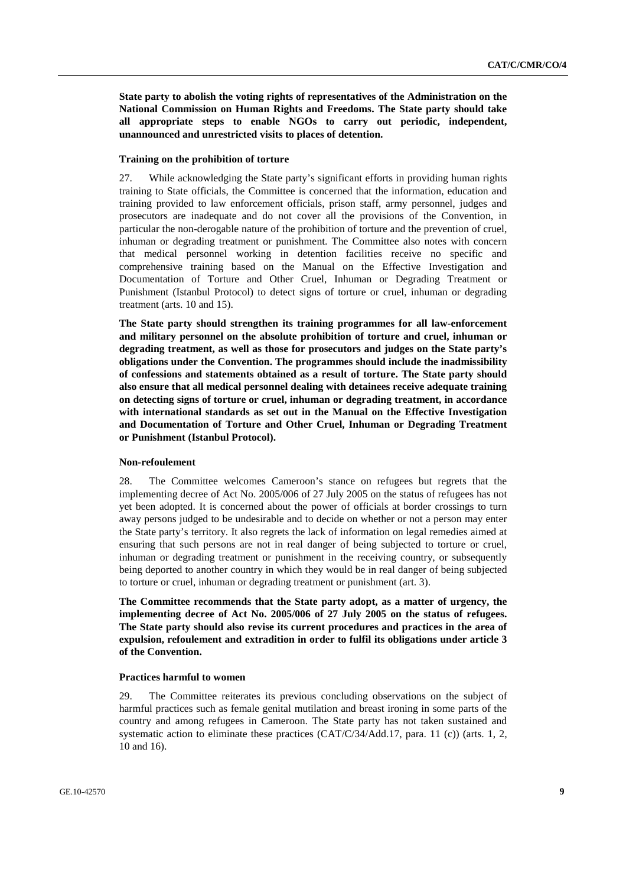**State party to abolish the voting rights of representatives of the Administration on the National Commission on Human Rights and Freedoms. The State party should take all appropriate steps to enable NGOs to carry out periodic, independent, unannounced and unrestricted visits to places of detention.**

#### Training on the prohibition of torture

27. While acknowledging the State party's significant efforts in providing human rights training to State officials, the Committee is concerned that the information, education and training provided to law enforcement officials, prison staff, army personnel, judges and prosecutors are inadequate and do not cover all the provisions of the Convention, in particular the non-derogable nature of the prohibition of torture and the prevention of cruel, inhuman or degrading treatment or punishment. The Committee also notes with concern that medical personnel working in detention facilities receive no specific and comprehensive training based on the Manual on the Effective Investigation and Documentation of Torture and Other Cruel, Inhuman or Degrading Treatment or Punishment (Istanbul Protocol) to detect signs of torture or cruel, inhuman or degrading treatment (arts. 10 and 15).

**The State party should strengthen its training programmes for all law-enforcement and military personnel on the absolute prohibition of torture and cruel, inhuman or degrading treatment, as well as those for prosecutors and judges on the State party's obligations under the Convention. The programmes should include the inadmissibility of confessions and statements obtained as a result of torture. The State party should also ensure that all medical personnel dealing with detainees receive adequate training on detecting signs of torture or cruel, inhuman or degrading treatment, in accordance with international standards as set out in the Manual on the Effective Investigation and Documentation of Torture and Other Cruel, Inhuman or Degrading Treatment or Punishment (Istanbul Protocol).**

#### Non-refoulement

28. The Committee welcomes Cameroon's stance on refugees but regrets that the implementing decree of Act No. 2005/006 of 27 July 2005 on the status of refugees has not yet been adopted. It is concerned about the power of officials at border crossings to turn away persons judged to be undesirable and to decide on whether or not a person may enter the State party's territory. It also regrets the lack of information on legal remedies aimed at ensuring that such persons are not in real danger of being subjected to torture or cruel, inhuman or degrading treatment or punishment in the receiving country, or subsequently being deported to another country in which they would be in real danger of being subjected to torture or cruel, inhuman or degrading treatment or punishment (art. 3).

**The Committee recommends that the State party adopt, as a matter of urgency, the implementing decree of Act No. 2005/006 of 27 July 2005 on the status of refugees. The State party should also revise its current procedures and practices in the area of expulsion, refoulement and extradition in order to fulfil its obligations under article 3 of the Convention.**

#### Practices harmful to women

29. The Committee reiterates its previous concluding observations on the subject of harmful practices such as female genital mutilation and breast ironing in some parts of the country and among refugees in Cameroon. The State party has not taken sustained and systematic action to eliminate these practices (CAT/C/34/Add.17, para. 11 (c)) (arts. 1, 2, 10 and 16).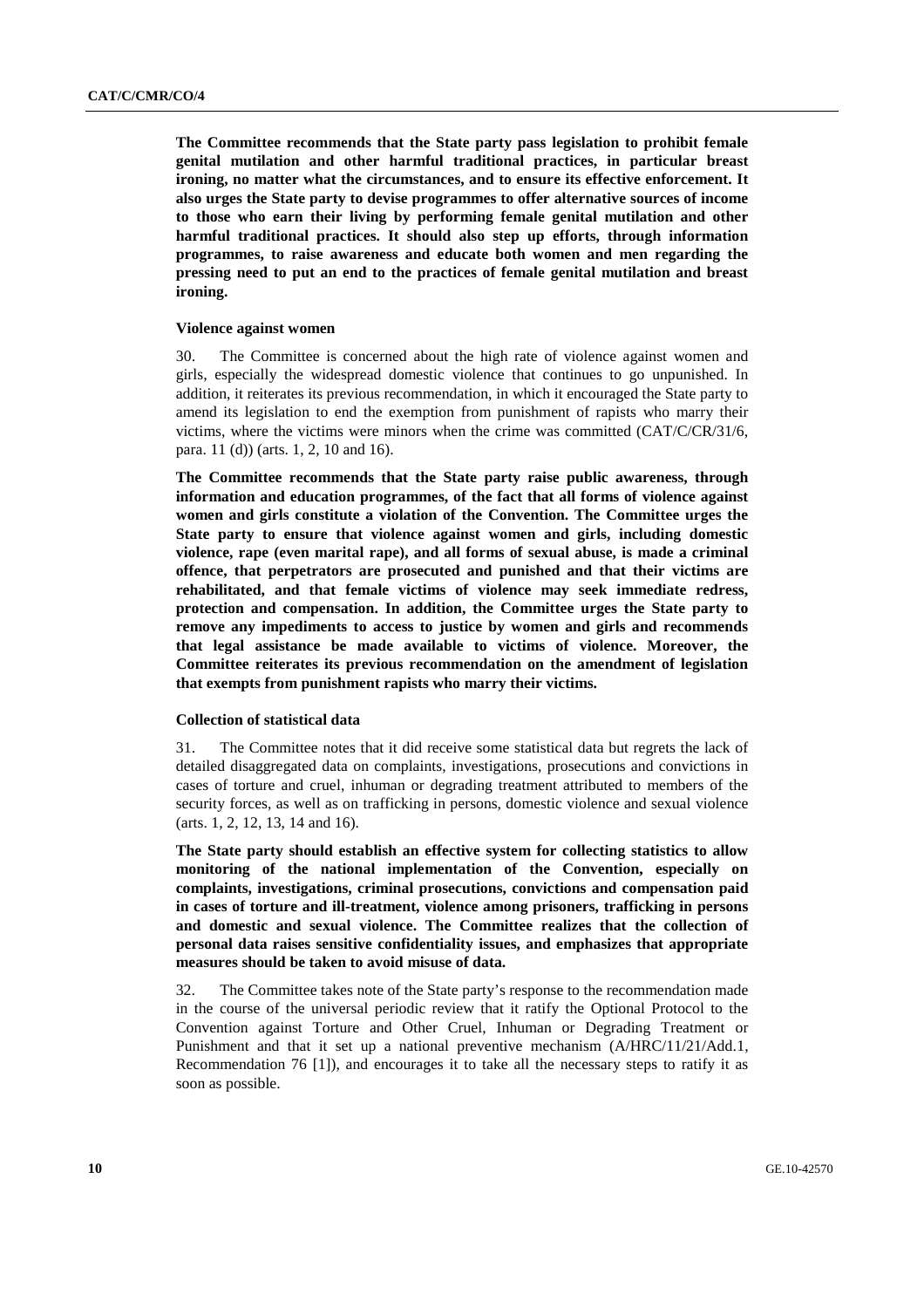**The Committee recommends that the State party pass legislation to prohibit female genital mutilation and other harmful traditional practices, in particular breast ironing, no matter what the circumstances, and to ensure its effective enforcement. It also urges the State party to devise programmes to offer alternative sources of income to those who earn their living by performing female genital mutilation and other harmful traditional practices. It should also step up efforts, through information programmes, to raise awareness and educate both women and men regarding the pressing need to put an end to the practices of female genital mutilation and breast ironing.**

#### Violence against women

30. The Committee is concerned about the high rate of violence against women and girls, especially the widespread domestic violence that continues to go unpunished. In addition, it reiterates its previous recommendation, in which it encouraged the State party to amend its legislation to end the exemption from punishment of rapists who marry their victims, where the victims were minors when the crime was committed (CAT/C/CR/31/6, para. 11 (d)) (arts. 1, 2, 10 and 16).

**The Committee recommends that the State party raise public awareness, through information and education programmes, of the fact that all forms of violence against women and girls constitute a violation of the Convention. The Committee urges the State party to ensure that violence against women and girls, including domestic violence, rape (even marital rape), and all forms of sexual abuse, is made a criminal offence, that perpetrators are prosecuted and punished and that their victims are rehabilitated, and that female victims of violence may seek immediate redress, protection and compensation. In addition, the Committee urges the State party to remove any impediments to access to justice by women and girls and recommends that legal assistance be made available to victims of violence. Moreover, the Committee reiterates its previous recommendation on the amendment of legislation that exempts from punishment rapists who marry their victims.**

#### Collection of statistical data

31. The Committee notes that it did receive some statistical data but regrets the lack of detailed disaggregated data on complaints, investigations, prosecutions and convictions in cases of torture and cruel, inhuman or degrading treatment attributed to members of the security forces, as well as on trafficking in persons, domestic violence and sexual violence (arts. 1, 2, 12, 13, 14 and 16).

**The State party should establish an effective system for collecting statistics to allow monitoring of the national implementation of the Convention, especially on complaints, investigations, criminal prosecutions, convictions and compensation paid in cases of torture and ill-treatment, violence among prisoners, trafficking in persons and domestic and sexual violence. The Committee realizes that the collection of personal data raises sensitive confidentiality issues, and emphasizes that appropriate measures should be taken to avoid misuse of data.**

32. The Committee takes note of the State party's response to the recommendation made in the course of the universal periodic review that it ratify the Optional Protocol to the Convention against Torture and Other Cruel, Inhuman or Degrading Treatment or Punishment and that it set up a national preventive mechanism (A/HRC/11/21/Add.1, Recommendation 76 [1]), and encourages it to take all the necessary steps to ratify it as soon as possible.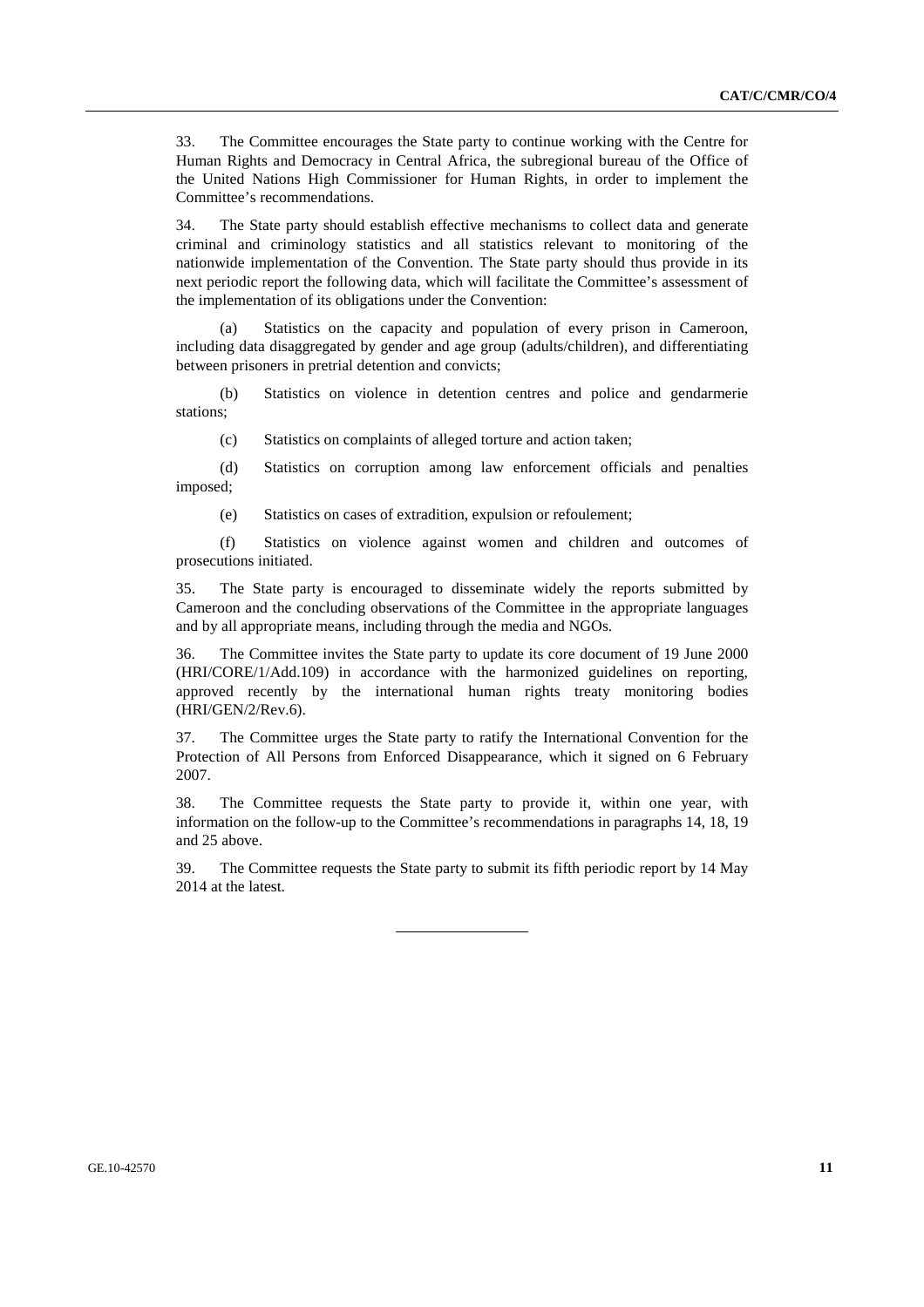33. The Committee encourages the State party to continue working with the Centre for Human Rights and Democracy in Central Africa, the subregional bureau of the Office of the United Nations High Commissioner for Human Rights, in order to implement the Committee's recommendations.

34. The State party should establish effective mechanisms to collect data and generate criminal and criminology statistics and all statistics relevant to monitoring of the nationwide implementation of the Convention. The State party should thus provide in its next periodic report the following data, which will facilitate the Committee's assessment of the implementation of its obligations under the Convention:

(a) Statistics on the capacity and population of every prison in Cameroon, including data disaggregated by gender and age group (adults/children), and differentiating between prisoners in pretrial detention and convicts;

(b) Statistics on violence in detention centres and police and gendarmerie stations;

(c) Statistics on complaints of alleged torture and action taken;

(d) Statistics on corruption among law enforcement officials and penalties imposed;

(e) Statistics on cases of extradition, expulsion or refoulement;

(f) Statistics on violence against women and children and outcomes of prosecutions initiated.

35. The State party is encouraged to disseminate widely the reports submitted by Cameroon and the concluding observations of the Committee in the appropriate languages and by all appropriate means, including through the media and NGOs.

36. The Committee invites the State party to update its core document of 19 June 2000 (HRI/CORE/1/Add.109) in accordance with the harmonized guidelines on reporting, approved recently by the international human rights treaty monitoring bodies (HRI/GEN/2/Rev.6).

37. The Committee urges the State party to ratify the International Convention for the Protection of All Persons from Enforced Disappearance, which it signed on 6 February 2007.

38. The Committee requests the State party to provide it, within one year, with information on the follow-up to the Committee's recommendations in paragraphs 14, 18, 19 and 25 above.

39. The Committee requests the State party to submit its fifth periodic report by 14 May 2014 at the latest.